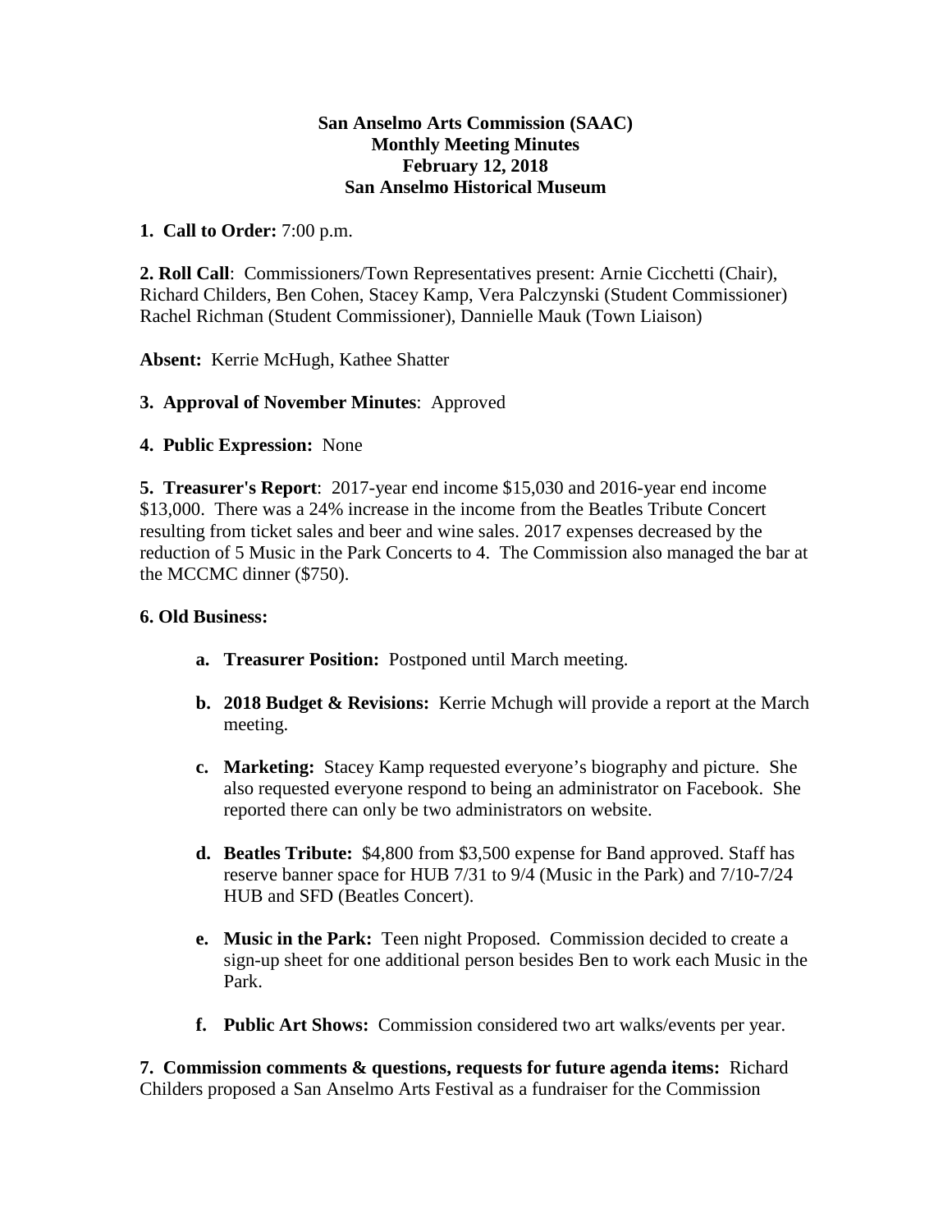**San Anselmo Arts Commission (SAAC)**
**Monthly Meeting Minutes**
**February 12, 2018**
**San Anselmo Historical Museum**

**1. Call to Order:** 7:00 p.m.

**2. Roll Call**: Commissioners/Town Representatives present: Arnie Cicchetti (Chair), Richard Childers, Ben Cohen, Stacey Kamp, Vera Palczynski (Student Commissioner) Rachel Richman (Student Commissioner), Dannielle Mauk (Town Liaison)

**Absent:** Kerrie McHugh, Kathee Shatter

**3. Approval of November Minutes**: Approved

**4. Public Expression:** None

**5. Treasurer's Report**: 2017-year end income $15,030 and 2016-year end income $13,000. There was a 24% increase in the income from the Beatles Tribute Concert resulting from ticket sales and beer and wine sales. 2017 expenses decreased by the reduction of 5 Music in the Park Concerts to 4. The Commission also managed the bar at the MCCMC dinner ($750).

**6. Old Business:**

a. **Treasurer Position:** Postponed until March meeting.

b. **2018 Budget & Revisions:** Kerrie Mchugh will provide a report at the March meeting.

c. **Marketing:** Stacey Kamp requested everyone's biography and picture. She also requested everyone respond to being an administrator on Facebook. She reported there can only be two administrators on website.

d. **Beatles Tribute:** $4,800 from $3,500 expense for Band approved. Staff has reserve banner space for HUB 7/31 to 9/4 (Music in the Park) and 7/10-7/24 HUB and SFD (Beatles Concert).

e. **Music in the Park:** Teen night Proposed. Commission decided to create a sign-up sheet for one additional person besides Ben to work each Music in the Park.

f. **Public Art Shows:** Commission considered two art walks/events per year.

**7. Commission comments & questions, requests for future agenda items:** Richard Childers proposed a San Anselmo Arts Festival as a fundraiser for the Commission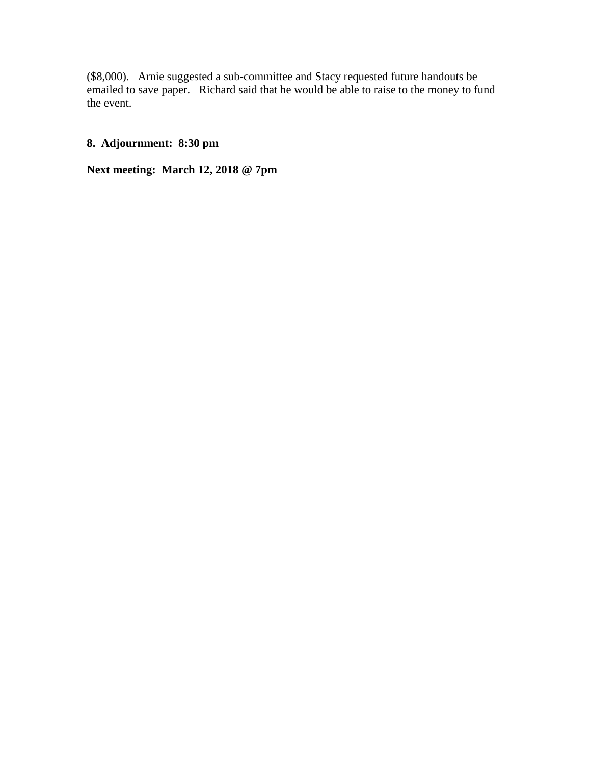($8,000).   Arnie suggested a sub-committee and Stacy requested future handouts be emailed to save paper.   Richard said that he would be able to raise to the money to fund the event.

**8.  Adjournment:  8:30 pm**

**Next meeting:  March 12, 2018 @ 7pm**